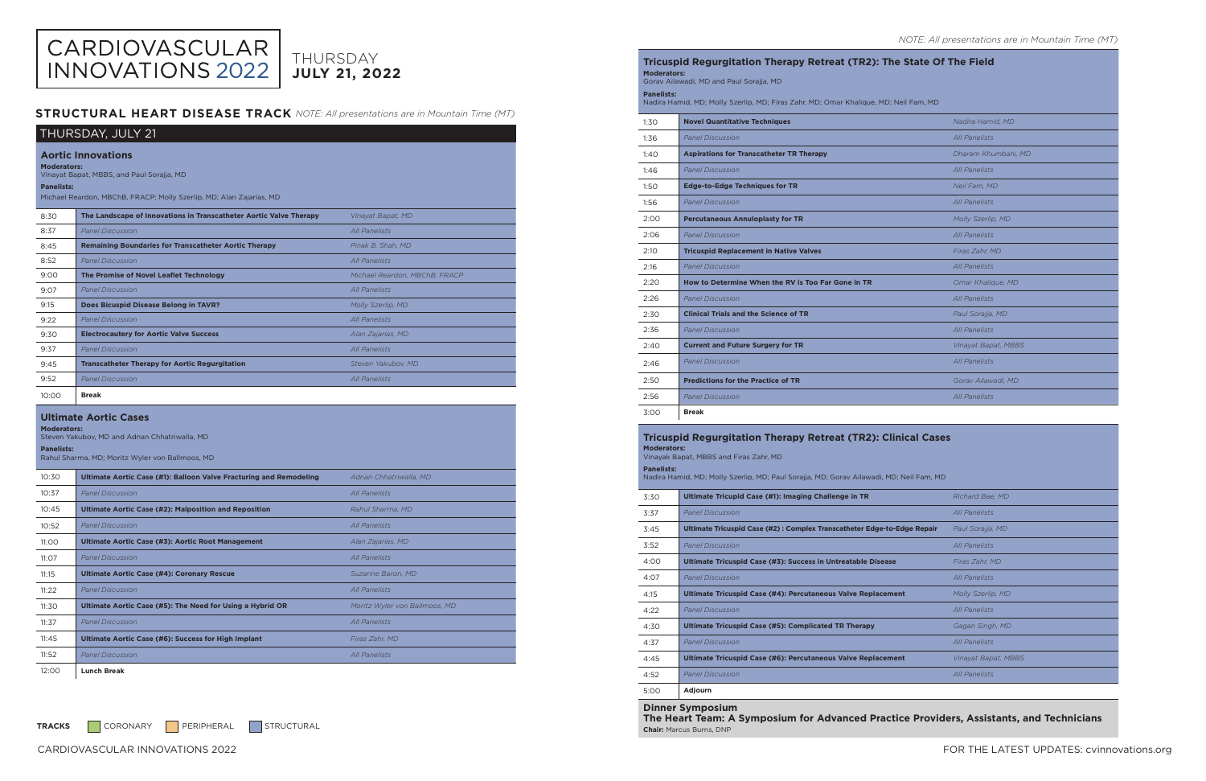# CARDIOVASCULAR INNOVATIONS 2022

THURSDAY
**JULY 21, 2022**

## STRUCTURAL HEART DISEASE TRACK *NOTE: All presentations are in Mountain Time (MT)*

### THURSDAY, JULY 21

#### Aortic Innovations

**Moderators:**
Vinayat Bapat, MBBS, and Paul Sorajja, MD

**Panelists:**
Michael Reardon, MBChB, FRACP; Molly Szerlip, MD; Alan Zajarias, MD

| Time | Session | Speaker |
|---|---|---|
| 8:30 | **The Landscape of Innovations in Transcatheter Aortic Valve Therapy** | *Vinayat Bapat, MD* |
| 8:37 | *Panel Discussion* | *All Panelists* |
| 8:45 | **Remaining Boundaries for Transcatheter Aortic Therapy** | *Pinak B. Shah, MD* |
| 8:52 | *Panel Discussion* | *All Panelists* |
| 9:00 | **The Promise of Novel Leaflet Technology** | *Michael Reardon, MBChB, FRACP* |
| 9:07 | *Panel Discussion* | *All Panelists* |
| 9:15 | **Does Bicuspid Disease Belong in TAVR?** | *Molly Szerlip, MD* |
| 9:22 | *Panel Discussion* | *All Panelists* |
| 9:30 | **Electrocautery for Aortic Valve Success** | *Alan Zajarias, MD* |
| 9:37 | *Panel Discussion* | *All Panelists* |
| 9:45 | **Transcatheter Therapy for Aortic Regurgitation** | *Steven Yakubov, MD* |
| 9:52 | *Panel Discussion* | *All Panelists* |
| 10:00 | **Break** | |

#### Ultimate Aortic Cases

**Moderators:**
Steven Yakubov, MD and Adnan Chhatriwalla, MD

**Panelists:**
Rahul Sharma, MD; Moritz Wyler von Ballmoos, MD

| Time | Session | Speaker |
|---|---|---|
| 10:30 | **Ultimate Aortic Case (#1): Balloon Valve Fracturing and Remodeling** | *Adnan Chhatriwalla, MD* |
| 10:37 | *Panel Discussion* | *All Panelists* |
| 10:45 | **Ultimate Aortic Case (#2): Malposition and Reposition** | *Rahul Sharma, MD* |
| 10:52 | *Panel Discussion* | *All Panelists* |
| 11:00 | **Ultimate Aortic Case (#3): Aortic Root Management** | *Alan Zajarias, MD* |
| 11:07 | *Panel Discussion* | *All Panelists* |
| 11:15 | **Ultimate Aortic Case (#4): Coronary Rescue** | *Suzanne Baron, MD* |
| 11:22 | *Panel Discussion* | *All Panelists* |
| 11:30 | **Ultimate Aortic Case (#5): The Need for Using a Hybrid OR** | *Moritz Wyler von Ballmoos, MD* |
| 11:37 | *Panel Discussion* | *All Panelists* |
| 11:45 | **Ultimate Aortic Case (#6): Success for High Implant** | *Firas Zahr, MD* |
| 11:52 | *Panel Discussion* | *All Panelists* |
| 12:00 | **Lunch Break** | |

**TRACKS** CORONARY PERIPHERAL STRUCTURAL

*NOTE: All presentations are in Mountain Time (MT)*

#### Tricuspid Regurgitation Therapy Retreat (TR2): The State Of The Field

**Moderators:**
Gorav Ailawadi, MD and Paul Sorajja, MD

**Panelists:**
Nadira Hamid, MD; Molly Szerlip, MD; Firas Zahr, MD; Omar Khalique, MD; Neil Fam, MD

| Time | Session | Speaker |
|---|---|---|
| 1:30 | **Novel Quantitative Techniques** | *Nadira Hamid, MD* |
| 1:36 | *Panel Discussion* | *All Panelists* |
| 1:40 | **Aspirations for Transcatheter TR Therapy** | *Dharam Khumbani, MD* |
| 1:46 | *Panel Discussion* | *All Panelists* |
| 1:50 | **Edge-to-Edge Techniques for TR** | *Neil Fam, MD* |
| 1:56 | *Panel Discussion* | *All Panelists* |
| 2:00 | **Percutaneous Annuloplasty for TR** | *Molly Szerlip, MD* |
| 2:06 | *Panel Discussion* | *All Panelists* |
| 2:10 | **Tricuspid Replacement in Native Valves** | *Firas Zahr, MD* |
| 2:16 | *Panel Discussion* | *All Panelists* |
| 2:20 | **How to Determine When the RV is Too Far Gone in TR** | *Omar Khalique, MD* |
| 2:26 | *Panel Discussion* | *All Panelists* |
| 2:30 | **Clinical Trials and the Science of TR** | *Paul Sorajja, MD* |
| 2:36 | *Panel Discussion* | *All Panelists* |
| 2:40 | **Current and Future Surgery for TR** | *Vinayat Bapat, MBBS* |
| 2:46 | *Panel Discussion* | *All Panelists* |
| 2:50 | **Predictions for the Practice of TR** | *Gorav Ailawadi, MD* |
| 2:56 | *Panel Discussion* | *All Panelists* |
| 3:00 | **Break** | |

#### Tricuspid Regurgitation Therapy Retreat (TR2): Clinical Cases

**Moderators:**
Vinayak Bapat, MBBS and Firas Zahr, MD

**Panelists:**
Nadira Hamid, MD; Molly Szerlip, MD; Paul Sorajja, MD; Gorav Ailawadi, MD; Neil Fam, MD

| Time | Session | Speaker |
|---|---|---|
| 3:30 | **Ultimate Tricupid Case (#1): Imaging Challenge in TR** | *Richard Bae, MD* |
| 3:37 | *Panel Discussion* | *All Panelists* |
| 3:45 | **Ultimate Tricupid Case (#2) : Complex Transcatheter Edge-to-Edge Repair** | *Paul Sorajja, MD* |
| 3:52 | *Panel Discussion* | *All Panelists* |
| 4:00 | **Ultimate Tricuspid Case (#3): Success in Untreatable Disease** | *Firas Zahr, MD* |
| 4:07 | *Panel Discussion* | *All Panelists* |
| 4:15 | **Ultimate Tricuspid Case (#4): Percutaneous Valve Replacement** | *Molly Szerlip, MD* |
| 4:22 | *Panel Discussion* | *All Panelists* |
| 4:30 | **Ultimate Tricuspid Case (#5): Complicated TR Therapy** | *Gagan Singh, MD* |
| 4:37 | *Panel Discussion* | *All Panelists* |
| 4:45 | **Ultimate Tricuspid Case (#6): Percutaneous Valve Replacement** | *Vinayat Bapat, MBBS* |
| 4:52 | *Panel Discussion* | *All Panelists* |
| 5:00 | **Adjourn** | |

#### Dinner Symposium

**The Heart Team: A Symposium for Advanced Practice Providers, Assistants, and Technicians**

**Chair:** Marcus Burns, DNP

FOR THE LATEST UPDATES: cvinnovations.org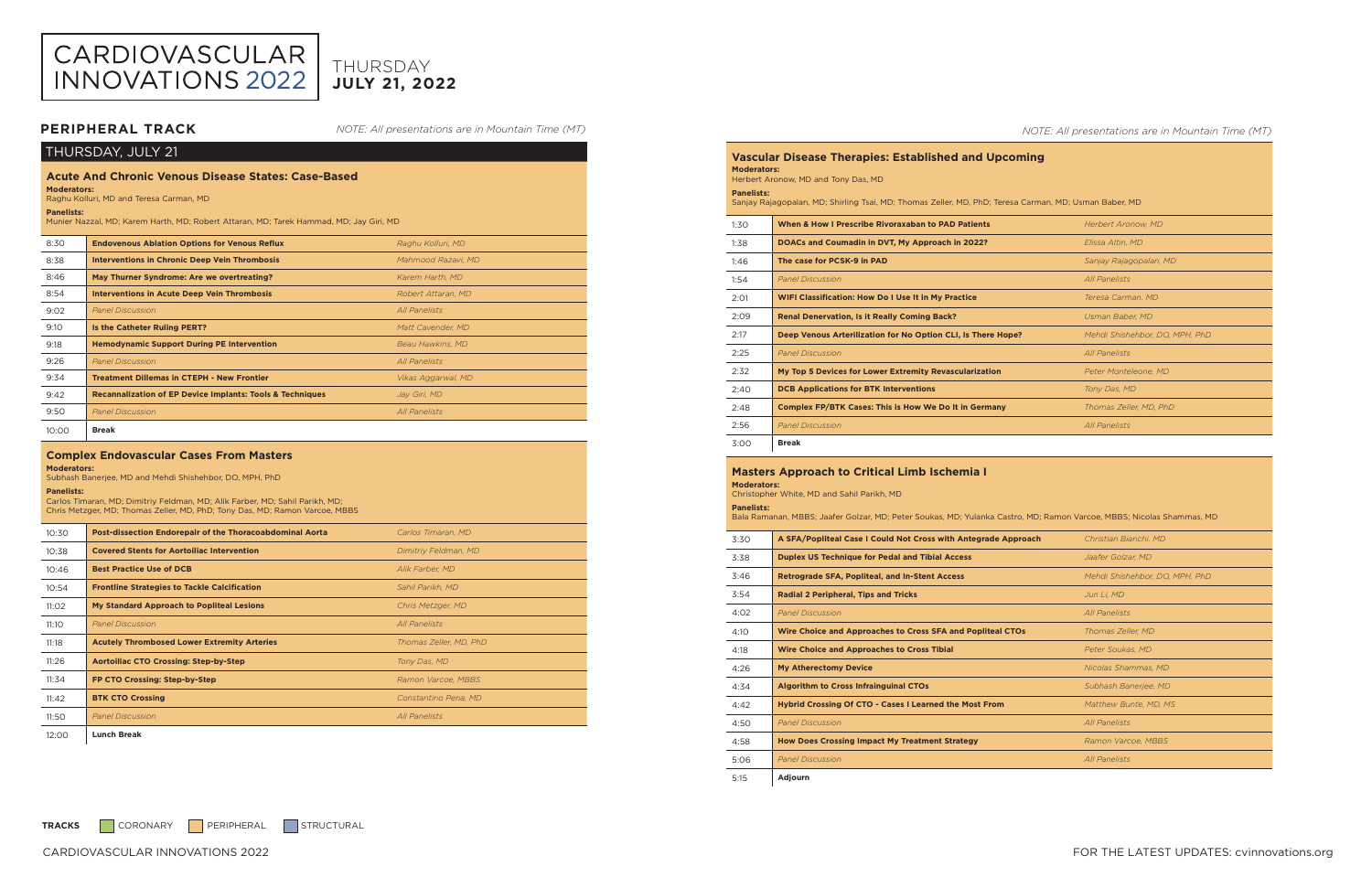# CARDIOVASCULAR INNOVATIONS 2022

THURSDAY **JULY 21, 2022**

## PERIPHERAL TRACK

*NOTE: All presentations are in Mountain Time (MT)*

### THURSDAY, JULY 21

### Acute And Chronic Venous Disease States: Case-Based

**Moderators:**
Raghu Kolluri, MD and Teresa Carman, MD

**Panelists:**
Munier Nazzal, MD; Karem Harth, MD; Robert Attaran, MD; Tarek Hammad, MD; Jay Giri, MD

| Time | Session | Speaker |
|---|---|---|
| 8:30 | **Endovenous Ablation Options for Venous Reflux** | *Raghu Kolluri, MD* |
| 8:38 | **Interventions in Chronic Deep Vein Thrombosis** | *Mahmood Razavi, MD* |
| 8:46 | **May Thurner Syndrome: Are we overtreating?** | *Karem Harth, MD* |
| 8:54 | **Interventions in Acute Deep Vein Thrombosis** | *Robert Attaran, MD* |
| 9:02 | *Panel Discussion* | *All Panelists* |
| 9:10 | **Is the Catheter Ruling PERT?** | *Matt Cavender, MD* |
| 9:18 | **Hemodynamic Support During PE Intervention** | *Beau Hawkins, MD* |
| 9:26 | *Panel Discussion* | *All Panelists* |
| 9:34 | **Treatment Dillemas in CTEPH - New Frontier** | *Vikas Aggarwal, MD* |
| 9:42 | **Recannalization of EP Device Implants: Tools & Techniques** | *Jay Giri, MD* |
| 9:50 | *Panel Discussion* | *All Panelists* |
| 10:00 | **Break** | |

### Complex Endovascular Cases From Masters

**Moderators:**
Subhash Banerjee, MD and Mehdi Shishehbor, DO, MPH, PhD

**Panelists:**
Carlos Timaran, MD; Dimitriy Feldman, MD; Alik Farber, MD; Sahil Parikh, MD;
Chris Metzger, MD; Thomas Zeller, MD, PhD; Tony Das, MD; Ramon Varcoe, MBBS

| Time | Session | Speaker |
|---|---|---|
| 10:30 | **Post-dissection Endorepair of the Thoracoabdominal Aorta** | *Carlos Timaran, MD* |
| 10:38 | **Covered Stents for Aortoiliac Intervention** | *Dimitriy Feldman, MD* |
| 10:46 | **Best Practice Use of DCB** | *Alik Farber, MD* |
| 10:54 | **Frontline Strategies to Tackle Calcification** | *Sahil Parikh, MD* |
| 11:02 | **My Standard Approach to Popliteal Lesions** | *Chris Metzger, MD* |
| 11:10 | *Panel Discussion* | *All Panelists* |
| 11:18 | **Acutely Thrombosed Lower Extremity Arteries** | *Thomas Zeller, MD, PhD* |
| 11:26 | **Aortoiliac CTO Crossing: Step-by-Step** | *Tony Das, MD* |
| 11:34 | **FP CTO Crossing: Step-by-Step** | *Ramon Varcoe, MBBS* |
| 11:42 | **BTK CTO Crossing** | *Constantino Pena, MD* |
| 11:50 | *Panel Discussion* | *All Panelists* |
| 12:00 | **Lunch Break** | |

*NOTE: All presentations are in Mountain Time (MT)*

### Vascular Disease Therapies: Established and Upcoming

**Moderators:**
Herbert Aronow, MD and Tony Das, MD

**Panelists:**
Sanjay Rajagopalan, MD; Shirling Tsai, MD; Thomas Zeller, MD, PhD; Teresa Carman, MD; Usman Baber, MD

| Time | Session | Speaker |
|---|---|---|
| 1:30 | **When & How I Prescribe Rivoraxaban to PAD Patients** | *Herbert Aronow, MD* |
| 1:38 | **DOACs and Coumadin in DVT, My Approach in 2022?** | *Elissa Altin, MD* |
| 1:46 | **The case for PCSK-9 in PAD** | *Sanjay Rajagopalan, MD* |
| 1:54 | *Panel Discussion* | *All Panelists* |
| 2:01 | **WIFI Classification: How Do I Use It in My Practice** | *Teresa Carman, MD* |
| 2:09 | **Renal Denervation, Is it Really Coming Back?** | *Usman Baber, MD* |
| 2:17 | **Deep Venous Arterilization for No Option CLI, Is There Hope?** | *Mehdi Shishehbor, DO, MPH, PhD* |
| 2:25 | *Panel Discussion* | *All Panelists* |
| 2:32 | **My Top 5 Devices for Lower Extremity Revascularization** | *Peter Monteleone, MD* |
| 2:40 | **DCB Applications for BTK Interventions** | *Tony Das, MD* |
| 2:48 | **Complex FP/BTK Cases: This is How We Do It in Germany** | *Thomas Zeller, MD, PhD* |
| 2:56 | *Panel Discussion* | *All Panelists* |
| 3:00 | **Break** | |

### Masters Approach to Critical Limb Ischemia I

**Moderators:**
Christopher White, MD and Sahil Parikh, MD

**Panelists:**
Bala Ramanan, MBBS; Jaafer Golzar, MD; Peter Soukas, MD; Yulanka Castro, MD; Ramon Varcoe, MBBS; Nicolas Shammas, MD

| Time | Session | Speaker |
|---|---|---|
| 3:30 | **A SFA/Popliteal Case I Could Not Cross with Antegrade Approach** | *Christian Bianchi, MD* |
| 3:38 | **Duplex US Technique for Pedal and Tibial Access** | *Jaafer Golzar, MD* |
| 3:46 | **Retrograde SFA, Popliteal, and In-Stent Access** | *Mehdi Shishehbor, DO, MPH, PhD* |
| 3:54 | **Radial 2 Peripheral, Tips and Tricks** | *Jun Li, MD* |
| 4:02 | *Panel Discussion* | *All Panelists* |
| 4:10 | **Wire Choice and Approaches to Cross SFA and Popliteal CTOs** | *Thomas Zeller, MD* |
| 4:18 | **Wire Choice and Approaches to Cross Tibial** | *Peter Soukas, MD* |
| 4:26 | **My Atherectomy Device** | *Nicolas Shammas, MD* |
| 4:34 | **Algorithm to Cross Infrainguinal CTOs** | *Subhash Banerjee, MD* |
| 4:42 | **Hybrid Crossing Of CTO - Cases I Learned the Most From** | *Matthew Bunte, MD, MS* |
| 4:50 | *Panel Discussion* | *All Panelists* |
| 4:58 | **How Does Crossing Impact My Treatment Strategy** | *Ramon Varcoe, MBBS* |
| 5:06 | *Panel Discussion* | *All Panelists* |
| 5:15 | **Adjourn** | |

**TRACKS** CORONARY PERIPHERAL STRUCTURAL

FOR THE LATEST UPDATES: cvinnovations.org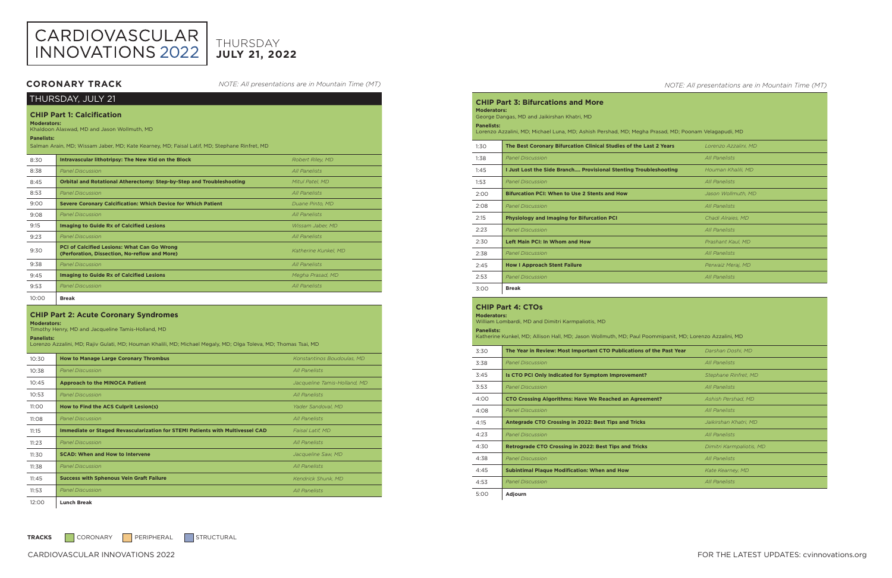# CARDIOVASCULAR INNOVATIONS 2022

THURSDAY
**JULY 21, 2022**

## CORONARY TRACK

*NOTE: All presentations are in Mountain Time (MT)*

### THURSDAY, JULY 21

### CHIP Part 1: Calcification

**Moderators:**
Khaldoon Alaswad, MD and Jason Wollmuth, MD

**Panelists:**
Salman Arain, MD; Wissam Jaber, MD; Kate Kearney, MD; Faisal Latif, MD; Stephane Rinfret, MD

| Time | Session | Speaker |
|---|---|---|
| 8:30 | **Intravascular lithotripsy: The New Kid on the Block** | *Robert Riley, MD* |
| 8:38 | *Panel Discussion* | *All Panelists* |
| 8:45 | **Orbital and Rotational Atherectomy: Step-by-Step and Troubleshooting** | *Mitul Patel, MD* |
| 8:53 | *Panel Discussion* | *All Panelists* |
| 9:00 | **Severe Coronary Calcification: Which Device for Which Patient** | *Duane Pinto, MD* |
| 9:08 | *Panel Discussion* | *All Panelists* |
| 9:15 | **Imaging to Guide Rx of Calcified Lesions** | *Wissam Jaber, MD* |
| 9:23 | *Panel Discussion* | *All Panelists* |
| 9:30 | **PCI of Calcified Lesions: What Can Go Wrong (Perforation, Dissection, No-reflow and More)** | *Katherine Kunkel, MD* |
| 9:38 | *Panel Discussion* | *All Panelists* |
| 9:45 | **Imaging to Guide Rx of Calcified Lesions** | *Megha Prasad, MD* |
| 9:53 | *Panel Discussion* | *All Panelists* |
| 10:00 | **Break** | |

### CHIP Part 2: Acute Coronary Syndromes

**Moderators:**
Timothy Henry, MD and Jacqueline Tamis-Holland, MD

**Panelists:**
Lorenzo Azzalini, MD; Rajiv Gulati, MD; Houman Khalili, MD; Michael Megaly, MD; Olga Toleva, MD; Thomas Tsai, MD

| Time | Session | Speaker |
|---|---|---|
| 10:30 | **How to Manage Large Coronary Thrombus** | *Konstantinos Boudoulas, MD* |
| 10:38 | *Panel Discussion* | *All Panelists* |
| 10:45 | **Approach to the MINOCA Patient** | *Jacqueline Tamis-Holland, MD* |
| 10:53 | *Panel Discussion* | *All Panelists* |
| 11:00 | **How to Find the ACS Culprit Lesion(s)** | *Yader Sandoval, MD* |
| 11:08 | *Panel Discussion* | *All Panelists* |
| 11:15 | **Immediate or Staged Revascularization for STEMI Patients with Multivessel CAD** | *Faisal Latif, MD* |
| 11:23 | *Panel Discussion* | *All Panelists* |
| 11:30 | **SCAD: When and How to Intervene** | *Jacqueline Saw, MD* |
| 11:38 | *Panel Discussion* | *All Panelists* |
| 11:45 | **Success with Sphenous Vein Graft Failure** | *Kendrick Shunk, MD* |
| 11:53 | *Panel Discussion* | *All Panelists* |
| 12:00 | **Lunch Break** | |

*NOTE: All presentations are in Mountain Time (MT)*

### CHIP Part 3: Bifurcations and More

**Moderators:**
George Dangas, MD and Jaikirshan Khatri, MD

**Panelists:**
Lorenzo Azzalini, MD; Michael Luna, MD; Ashish Pershad, MD; Megha Prasad, MD; Poonam Velagapudi, MD

| Time | Session | Speaker |
|---|---|---|
| 1:30 | **The Best Coronary Bifurcation Clinical Studies of the Last 2 Years** | *Lorenzo Azzalini, MD* |
| 1:38 | *Panel Discussion* | *All Panelists* |
| 1:45 | **I Just Lost the Side Branch.... Provisional Stenting Troubleshooting** | *Houman Khalili, MD* |
| 1:53 | *Panel Discussion* | *All Panelists* |
| 2:00 | **Bifurcation PCI: When to Use 2 Stents and How** | *Jason Wollmuth, MD* |
| 2:08 | *Panel Discussion* | *All Panelists* |
| 2:15 | **Physiology and Imaging for Bifurcation PCI** | *Chadi Alraies, MD* |
| 2:23 | *Panel Discussion* | *All Panelists* |
| 2:30 | **Left Main PCI: In Whom and How** | *Prashant Kaul, MD* |
| 2:38 | *Panel Discussion* | *All Panelists* |
| 2:45 | **How I Approach Stent Failure** | *Perwaiz Meraj, MD* |
| 2:53 | *Panel Discussion* | *All Panelists* |
| 3:00 | **Break** | |

### CHIP Part 4: CTOs

**Moderators:**
William Lombardi, MD and Dimitri Karmpaliotis, MD

**Panelists:**
Katherine Kunkel, MD; Allison Hall, MD; Jason Wollmuth, MD; Paul Poommipanit, MD; Lorenzo Azzalini, MD

| Time | Session | Speaker |
|---|---|---|
| 3:30 | **The Year in Review: Most Important CTO Publications of the Past Year** | *Darshan Doshi, MD* |
| 3:38 | *Panel Discussion* | *All Panelists* |
| 3:45 | **Is CTO PCI Only Indicated for Symptom Improvement?** | *Stephane Rinfret, MD* |
| 3:53 | *Panel Discussion* | *All Panelists* |
| 4:00 | **CTO Crossing Algorithms: Have We Reached an Agreement?** | *Ashish Pershad, MD* |
| 4:08 | *Panel Discussion* | *All Panelists* |
| 4:15 | **Antegrade CTO Crossing in 2022: Best Tips and Tricks** | *Jaikirshan Khatri, MD* |
| 4:23 | *Panel Discussion* | *All Panelists* |
| 4:30 | **Retrograde CTO Crossing in 2022: Best Tips and Tricks** | *Dimitri Karmpaliotis, MD* |
| 4:38 | *Panel Discussion* | *All Panelists* |
| 4:45 | **Subintimal Plaque Modification: When and How** | *Kate Kearney, MD* |
| 4:53 | *Panel Discussion* | *All Panelists* |
| 5:00 | **Adjourn** | |

**TRACKS** CORONARY PERIPHERAL STRUCTURAL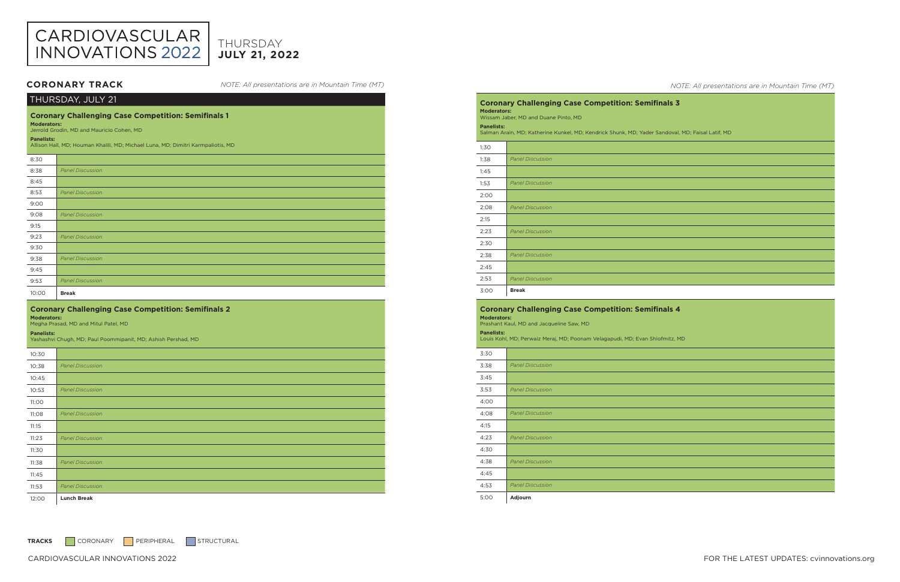# CARDIOVASCULAR INNOVATIONS 2022

THURSDAY
**JULY 21, 2022**

## CORONARY TRACK

*NOTE: All presentations are in Mountain Time (MT)*

### THURSDAY, JULY 21

### Coronary Challenging Case Competition: Semifinals 1

**Moderators:**
Jerrold Grodin, MD and Mauricio Cohen, MD

**Panelists:**
Allison Hall, MD; Houman Khalili, MD; Michael Luna, MD; Dimitri Karmpaliotis, MD

| Time | |
|---|---|
| 8:30 | |
| 8:38 | *Panel Discussion* |
| 8:45 | |
| 8:53 | *Panel Discussion* |
| 9:00 | |
| 9:08 | *Panel Discussion* |
| 9:15 | |
| 9:23 | *Panel Discussion* |
| 9:30 | |
| 9:38 | *Panel Discussion* |
| 9:45 | |
| 9:53 | *Panel Discussion* |
| 10:00 | **Break** |

### Coronary Challenging Case Competition: Semifinals 2

**Moderators:**
Megha Prasad, MD and Mitul Patel, MD

**Panelists:**
Yashashvi Chugh, MD; Paul Poommipanit, MD; Ashish Pershad, MD

| Time | |
|---|---|
| 10:30 | |
| 10:38 | *Panel Discussion* |
| 10:45 | |
| 10:53 | *Panel Discussion* |
| 11:00 | |
| 11:08 | *Panel Discussion* |
| 11:15 | |
| 11:23 | *Panel Discussion* |
| 11:30 | |
| 11:38 | *Panel Discussion* |
| 11:45 | |
| 11:53 | *Panel Discussion* |
| 12:00 | **Lunch Break** |

*NOTE: All presentations are in Mountain Time (MT)*

### Coronary Challenging Case Competition: Semifinals 3

**Moderators:**
Wissam Jaber, MD and Duane Pinto, MD

**Panelists:**
Salman Arain, MD; Katherine Kunkel, MD; Kendrick Shunk, MD; Yader Sandoval, MD; Faisal Latif, MD

| Time | |
|---|---|
| 1:30 | |
| 1:38 | *Panel Discussion* |
| 1:45 | |
| 1:53 | *Panel Discussion* |
| 2:00 | |
| 2:08 | *Panel Discussion* |
| 2:15 | |
| 2:23 | *Panel Discussion* |
| 2:30 | |
| 2:38 | *Panel Discussion* |
| 2:45 | |
| 2:53 | *Panel Discussion* |
| 3:00 | **Break** |

### Coronary Challenging Case Competition: Semifinals 4

**Moderators:**
Prashant Kaul, MD and Jacqueline Saw, MD

**Panelists:**
Louis Kohl, MD; Perwaiz Meraj, MD; Poonam Velagapudi, MD; Evan Shlofmitz, MD

| Time | |
|---|---|
| 3:30 | |
| 3:38 | *Panel Discussion* |
| 3:45 | |
| 3:53 | *Panel Discussion* |
| 4:00 | |
| 4:08 | *Panel Discussion* |
| 4:15 | |
| 4:23 | *Panel Discussion* |
| 4:30 | |
| 4:38 | *Panel Discussion* |
| 4:45 | |
| 4:53 | *Panel Discussion* |
| 5:00 | **Adjourn** |

**TRACKS** CORONARY PERIPHERAL STRUCTURAL

FOR THE LATEST UPDATES: cvinnovations.org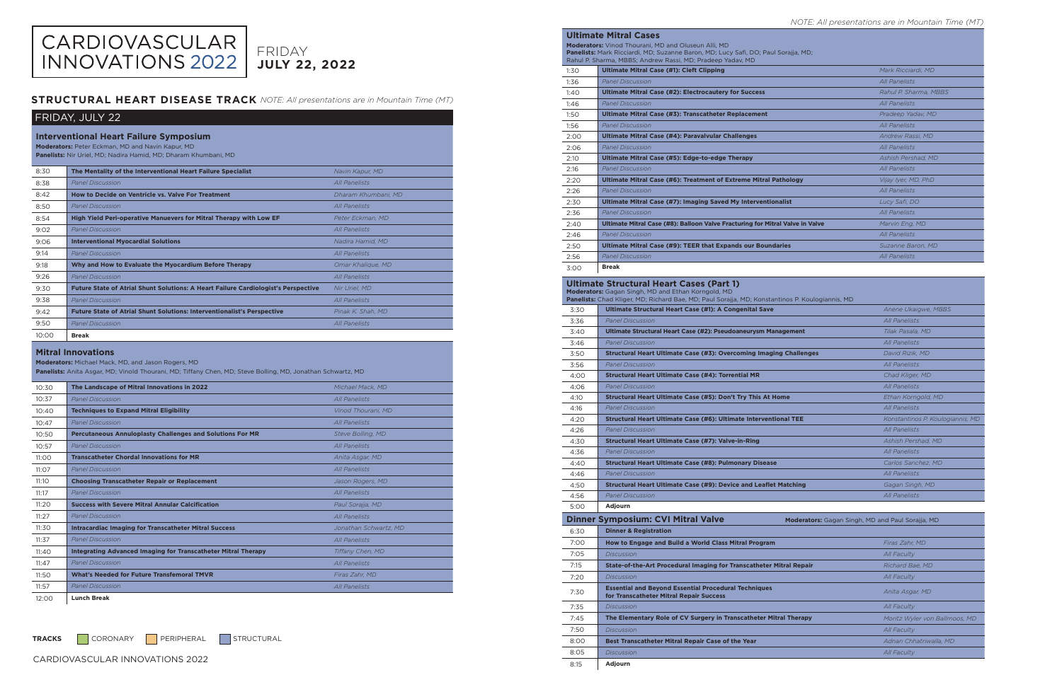# CARDIOVASCULAR INNOVATIONS 2022

FRIDAY
**JULY 22, 2022**

## STRUCTURAL HEART DISEASE TRACK *NOTE: All presentations are in Mountain Time (MT)*

### FRIDAY, JULY 22

#### Interventional Heart Failure Symposium

**Moderators:** Peter Eckman, MD and Navin Kapur, MD
**Panelists:** Nir Uriel, MD; Nadira Hamid, MD; Dharam Khumbani, MD

| Time | Session | Speaker |
|---|---|---|
| 8:30 | **The Mentality of the Interventional Heart Failure Specialist** | *Navin Kapur, MD* |
| 8:38 | *Panel Discussion* | *All Panelists* |
| 8:42 | **How to Decide on Ventricle vs. Valve For Treatment** | *Dharam Khumbani, MD* |
| 8:50 | *Panel Discussion* | *All Panelists* |
| 8:54 | **High Yield Peri-operative Manuevers for Mitral Therapy with Low EF** | *Peter Eckman, MD* |
| 9:02 | *Panel Discussion* | *All Panelists* |
| 9:06 | **Interventional Myocardial Solutions** | *Nadira Hamid, MD* |
| 9:14 | *Panel Discussion* | *All Panelists* |
| 9:18 | **Why and How to Evaluate the Myocardium Before Therapy** | *Omar Khalique, MD* |
| 9:26 | *Panel Discussion* | *All Panelists* |
| 9:30 | **Future State of Atrial Shunt Solutions: A Heart Failure Cardiologist's Perspective** | *Nir Uriel, MD* |
| 9:38 | *Panel Discussion* | *All Panelists* |
| 9:42 | **Future State of Atrial Shunt Solutions: Interventionalist's Perspective** | *Pinak K. Shah, MD* |
| 9:50 | *Panel Discussion* | *All Panelists* |
| 10:00 | **Break** | |

#### Mitral Innovations

**Moderators:** Michael Mack, MD, and Jason Rogers, MD
**Panelists:** Anita Asgar, MD; Vinold Thourani, MD; Tiffany Chen, MD; Steve Bolling, MD, Jonathan Schwartz, MD

| Time | Session | Speaker |
|---|---|---|
| 10:30 | **The Landscape of Mitral Innovations in 2022** | *Michael Mack, MD* |
| 10:37 | *Panel Discussion* | *All Panelists* |
| 10:40 | **Techniques to Expand Mitral Eligibility** | *Vinod Thourani, MD* |
| 10:47 | *Panel Discussion* | *All Panelists* |
| 10:50 | **Percutaneous Annuloplasty Challenges and Solutions For MR** | *Steve Bolling, MD* |
| 10:57 | *Panel Discussion* | *All Panelists* |
| 11:00 | **Transcatheter Chordal Innovations for MR** | *Anita Asgar, MD* |
| 11:07 | *Panel Discussion* | *All Panelists* |
| 11:10 | **Choosing Transcatheter Repair or Replacement** | *Jason Rogers, MD* |
| 11:17 | *Panel Discussion* | *All Panelists* |
| 11:20 | **Success with Severe Mitral Annular Calcification** | *Paul Sorajja, MD* |
| 11:27 | *Panel Discussion* | *All Panelists* |
| 11:30 | **Intracardiac Imaging for Transcatheter Mitral Success** | *Jonathan Schwartz, MD* |
| 11:37 | *Panel Discussion* | *All Panelists* |
| 11:40 | **Integrating Advanced Imaging for Transcatheter Mitral Therapy** | *Tiffany Chen, MD* |
| 11:47 | *Panel Discussion* | *All Panelists* |
| 11:50 | **What's Needed for Future Transfemoral TMVR** | *Firas Zahr, MD* |
| 11:57 | *Panel Discussion* | *All Panelists* |
| 12:00 | **Lunch Break** | |

**TRACKS** CORONARY PERIPHERAL STRUCTURAL

*NOTE: All presentations are in Mountain Time (MT)*

#### Ultimate Mitral Cases

**Moderators:** Vinod Thourani, MD and Oluseun Alli, MD
**Panelists:** Mark Ricciardi, MD; Suzanne Baron, MD; Lucy Safi, DO; Paul Sorajja, MD; Rahul P. Sharma, MBBS; Andrew Rassi, MD; Pradeep Yadav, MD

| Time | Session | Speaker |
|---|---|---|
| 1:30 | **Ultimate Mitral Case (#1): Cleft Clipping** | *Mark Ricciardi, MD* |
| 1:36 | *Panel Discussion* | *All Panelists* |
| 1:40 | **Ultimate Mitral Case (#2): Electrocautery for Success** | *Rahul P. Sharma, MBBS* |
| 1:46 | *Panel Discussion* | *All Panelists* |
| 1:50 | **Ultimate Mitral Case (#3): Transcatheter Replacement** | *Pradeep Yadav, MD* |
| 1:56 | *Panel Discussion* | *All Panelists* |
| 2:00 | **Ultimate Mitral Case (#4): Paravalvular Challenges** | *Andrew Rassi, MD* |
| 2:06 | *Panel Discussion* | *All Panelists* |
| 2:10 | **Ultimate Mitral Case (#5): Edge-to-edge Therapy** | *Ashish Pershad, MD* |
| 2:16 | *Panel Discussion* | *All Panelists* |
| 2:20 | **Ultimate Mitral Case (#6): Treatment of Extreme Mitral Pathology** | *Vijay Iyer, MD, PhD* |
| 2:26 | *Panel Discussion* | *All Panelists* |
| 2:30 | **Ultimate Mitral Case (#7): Imaging Saved My Interventionalist** | *Lucy Safi, DO* |
| 2:36 | *Panel Discussion* | *All Panelists* |
| 2:40 | **Ultimate Mitral Case (#8): Balloon Valve Fracturing for Mitral Valve in Valve** | *Marvin Eng, MD* |
| 2:46 | *Panel Discussion* | *All Panelists* |
| 2:50 | **Ultimate Mitral Case (#9): TEER that Expands our Boundaries** | *Suzanne Baron, MD* |
| 2:56 | *Panel Discussion* | *All Panelists* |
| 3:00 | **Break** | |

#### Ultimate Structural Heart Cases (Part 1)

**Moderators:** Gagan Singh, MD and Ethan Korngold, MD
**Panelists:** Chad Kliger, MD; Richard Bae, MD; Paul Sorajja, MD; Konstantinos P. Koulogiannis, MD

| Time | Session | Speaker |
|---|---|---|
| 3:30 | **Ultimate Structural Heart Case (#1): A Congenital Save** | *Anene Ukaigwe, MBBS* |
| 3:36 | *Panel Discussion* | *All Panelists* |
| 3:40 | **Ultimate Structural Heart Case (#2): Pseudoaneurysm Management** | *Tilak Pasala, MD* |
| 3:46 | *Panel Discussion* | *All Panelists* |
| 3:50 | **Structural Heart Ultimate Case (#3): Overcoming Imaging Challenges** | *David Rizik, MD* |
| 3:56 | *Panel Discussion* | *All Panelists* |
| 4:00 | **Structural Heart Ultimate Case (#4): Torrential MR** | *Chad Kliger, MD* |
| 4:06 | *Panel Discussion* | *All Panelists* |
| 4:10 | **Structural Heart Ultimate Case (#5): Don't Try This At Home** | *Ethan Korngold, MD* |
| 4:16 | *Panel Discussion* | *All Panelists* |
| 4:20 | **Structural Heart Ultimate Case (#6): Ultimate Interventional TEE** | *Konstantinos P. Koulogiannis, MD* |
| 4:26 | *Panel Discussion* | *All Panelists* |
| 4:30 | **Structural Heart Ultimate Case (#7): Valve-in-Ring** | *Ashish Pershad, MD* |
| 4:36 | *Panel Discussion* | *All Panelists* |
| 4:40 | **Structural Heart Ultimate Case (#8): Pulmonary Disease** | *Carlos Sanchez, MD* |
| 4:46 | *Panel Discussion* | *All Panelists* |
| 4:50 | **Structural Heart Ultimate Case (#9): Device and Leaflet Matching** | *Gagan Singh, MD* |
| 4:56 | *Panel Discussion* | *All Panelists* |
| 5:00 | **Adjourn** | |

#### Dinner Symposium: CVI Mitral Valve

**Moderators:** Gagan Singh, MD and Paul Sorajja, MD

| Time | Session | Speaker |
|---|---|---|
| 6:30 | **Dinner & Registration** | |
| 7:00 | **How to Engage and Build a World Class Mitral Program** | *Firas Zahr, MD* |
| 7:05 | *Discussion* | *All Faculty* |
| 7:15 | **State-of-the-Art Procedural Imaging for Transcatheter Mitral Repair** | *Richard Bae, MD* |
| 7:20 | *Discussion* | *All Faculty* |
| 7:30 | **Essential and Beyond Essential Procedural Techniques for Transcatheter Mitral Repair Success** | *Anita Asgar, MD* |
| 7:35 | *Discussion* | *All Faculty* |
| 7:45 | **The Elementary Role of CV Surgery in Transcatheter Mitral Therapy** | *Moritz Wyler von Ballmoos, MD* |
| 7:50 | *Discussion* | *All Faculty* |
| 8:00 | **Best Transcatheter Mitral Repair Case of the Year** | *Adnan Chhatriwalla, MD* |
| 8:05 | *Discussion* | *All Faculty* |
| 8:15 | **Adjourn** | |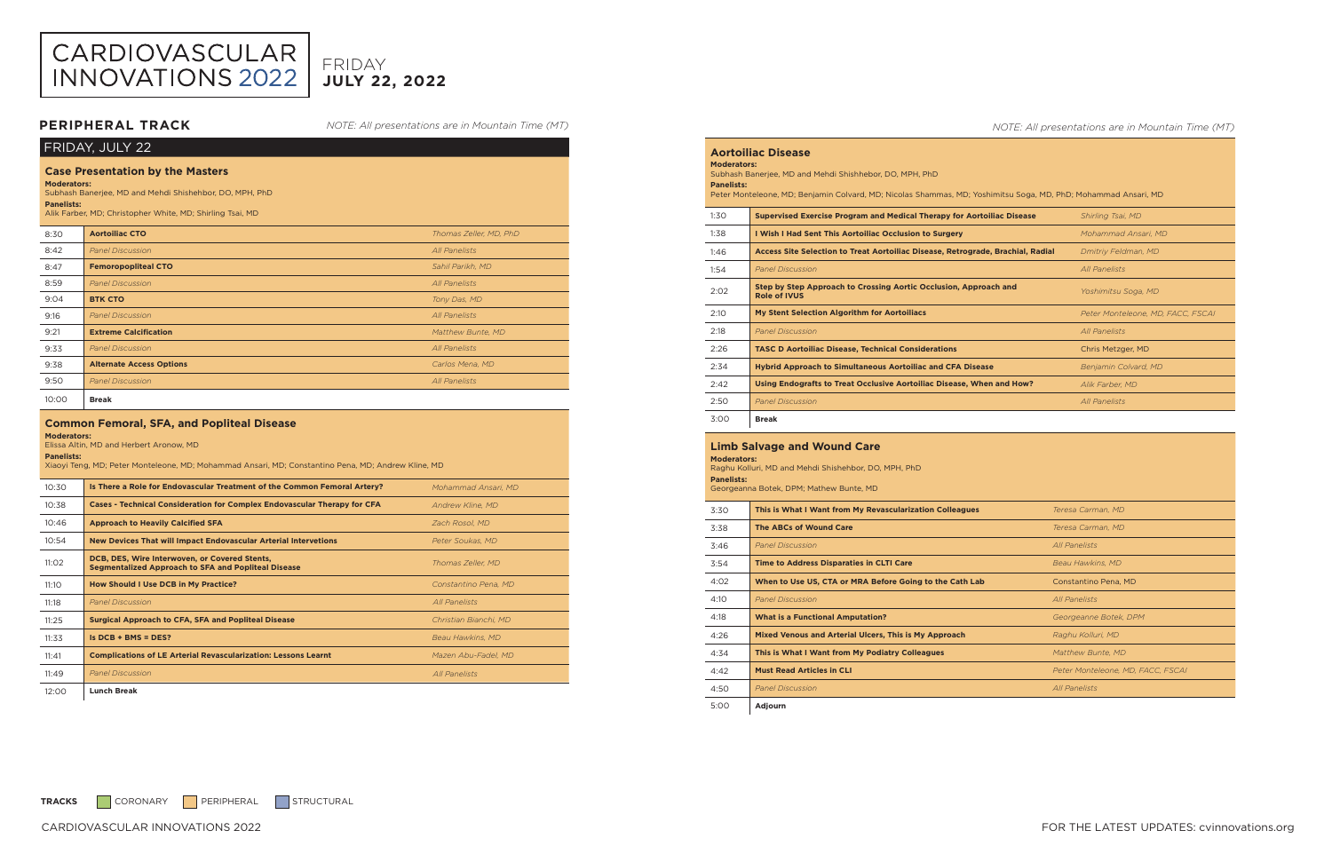# CARDIOVASCULAR INNOVATIONS 2022

FRIDAY **JULY 22, 2022**

## PERIPHERAL TRACK

*NOTE: All presentations are in Mountain Time (MT)*

### FRIDAY, JULY 22

### Case Presentation by the Masters

**Moderators:**
Subhash Banerjee, MD and Mehdi Shishehbor, DO, MPH, PhD

**Panelists:**
Alik Farber, MD; Christopher White, MD; Shirling Tsai, MD

| Time | Session | Speaker |
|---|---|---|
| 8:30 | **Aortoiliac CTO** | *Thomas Zeller, MD, PhD* |
| 8:42 | *Panel Discussion* | *All Panelists* |
| 8:47 | **Femoropopliteal CTO** | *Sahil Parikh, MD* |
| 8:59 | *Panel Discussion* | *All Panelists* |
| 9:04 | **BTK CTO** | *Tony Das, MD* |
| 9:16 | *Panel Discussion* | *All Panelists* |
| 9:21 | **Extreme Calcification** | *Matthew Bunte, MD* |
| 9:33 | *Panel Discussion* | *All Panelists* |
| 9:38 | **Alternate Access Options** | *Carlos Mena, MD* |
| 9:50 | *Panel Discussion* | *All Panelists* |
| 10:00 | **Break** | |

### Common Femoral, SFA, and Popliteal Disease

**Moderators:**
Elissa Altin, MD and Herbert Aronow, MD

**Panelists:**
Xiaoyi Teng, MD; Peter Monteleone, MD; Mohammad Ansari, MD; Constantino Pena, MD; Andrew Kline, MD

| Time | Session | Speaker |
|---|---|---|
| 10:30 | **Is There a Role for Endovascular Treatment of the Common Femoral Artery?** | *Mohammad Ansari, MD* |
| 10:38 | **Cases - Technical Consideration for Complex Endovascular Therapy for CFA** | *Andrew Kline, MD* |
| 10:46 | **Approach to Heavily Calcified SFA** | *Zach Rosol, MD* |
| 10:54 | **New Devices That will Impact Endovascular Arterial Intervetions** | *Peter Soukas, MD* |
| 11:02 | **DCB, DES, Wire Interwoven, or Covered Stents, Segmentalized Approach to SFA and Popliteal Disease** | *Thomas Zeller, MD* |
| 11:10 | **How Should I Use DCB in My Practice?** | *Constantino Pena, MD* |
| 11:18 | *Panel Discussion* | *All Panelists* |
| 11:25 | **Surgical Approach to CFA, SFA and Popliteal Disease** | *Christian Bianchi, MD* |
| 11:33 | **Is DCB + BMS = DES?** | *Beau Hawkins, MD* |
| 11:41 | **Complications of LE Arterial Revascularization: Lessons Learnt** | *Mazen Abu-Fadel, MD* |
| 11:49 | *Panel Discussion* | *All Panelists* |
| 12:00 | **Lunch Break** | |

*NOTE: All presentations are in Mountain Time (MT)*

### Aortoiliac Disease

**Moderators:**
Subhash Banerjee, MD and Mehdi Shishhebor, DO, MPH, PhD

**Panelists:**
Peter Monteleone, MD; Benjamin Colvard, MD; Nicolas Shammas, MD; Yoshimitsu Soga, MD, PhD; Mohammad Ansari, MD

| Time | Session | Speaker |
|---|---|---|
| 1:30 | **Supervised Exercise Program and Medical Therapy for Aortoiliac Disease** | *Shirling Tsai, MD* |
| 1:38 | **I Wish I Had Sent This Aortoiliac Occlusion to Surgery** | *Mohammad Ansari, MD* |
| 1:46 | **Access Site Selection to Treat Aortoiliac Disease, Retrograde, Brachial, Radial** | *Dmitriy Feldman, MD* |
| 1:54 | *Panel Discussion* | *All Panelists* |
| 2:02 | **Step by Step Approach to Crossing Aortic Occlusion, Approach and Role of IVUS** | *Yoshimitsu Soga, MD* |
| 2:10 | **My Stent Selection Algorithm for Aortoiliacs** | *Peter Monteleone, MD, FACC, FSCAI* |
| 2:18 | *Panel Discussion* | *All Panelists* |
| 2:26 | **TASC D Aortoiliac Disease, Technical Considerations** | Chris Metzger, MD |
| 2:34 | **Hybrid Approach to Simultaneous Aortoiliac and CFA Disease** | *Benjamin Colvard, MD* |
| 2:42 | **Using Endografts to Treat Occlusive Aortoiliac Disease, When and How?** | *Alik Farber, MD* |
| 2:50 | *Panel Discussion* | *All Panelists* |
| 3:00 | **Break** | |

### Limb Salvage and Wound Care

**Moderators:**
Raghu Kolluri, MD and Mehdi Shishehbor, DO, MPH, PhD

**Panelists:**
Georgeanna Botek, DPM; Mathew Bunte, MD

| Time | Session | Speaker |
|---|---|---|
| 3:30 | **This is What I Want from My Revascularization Colleagues** | *Teresa Carman, MD* |
| 3:38 | **The ABCs of Wound Care** | *Teresa Carman, MD* |
| 3:46 | *Panel Discussion* | *All Panelists* |
| 3:54 | **Time to Address Disparaties in CLTI Care** | *Beau Hawkins, MD* |
| 4:02 | **When to Use US, CTA or MRA Before Going to the Cath Lab** | Constantino Pena, MD |
| 4:10 | *Panel Discussion* | *All Panelists* |
| 4:18 | **What is a Functional Amputation?** | *Georgeanne Botek, DPM* |
| 4:26 | **Mixed Venous and Arterial Ulcers, This is My Approach** | *Raghu Kolluri, MD* |
| 4:34 | **This is What I Want from My Podiatry Colleagues** | *Matthew Bunte, MD* |
| 4:42 | **Must Read Articles in CLI** | *Peter Monteleone, MD, FACC, FSCAI* |
| 4:50 | *Panel Discussion* | *All Panelists* |
| 5:00 | **Adjourn** | |

**TRACKS** CORONARY PERIPHERAL STRUCTURAL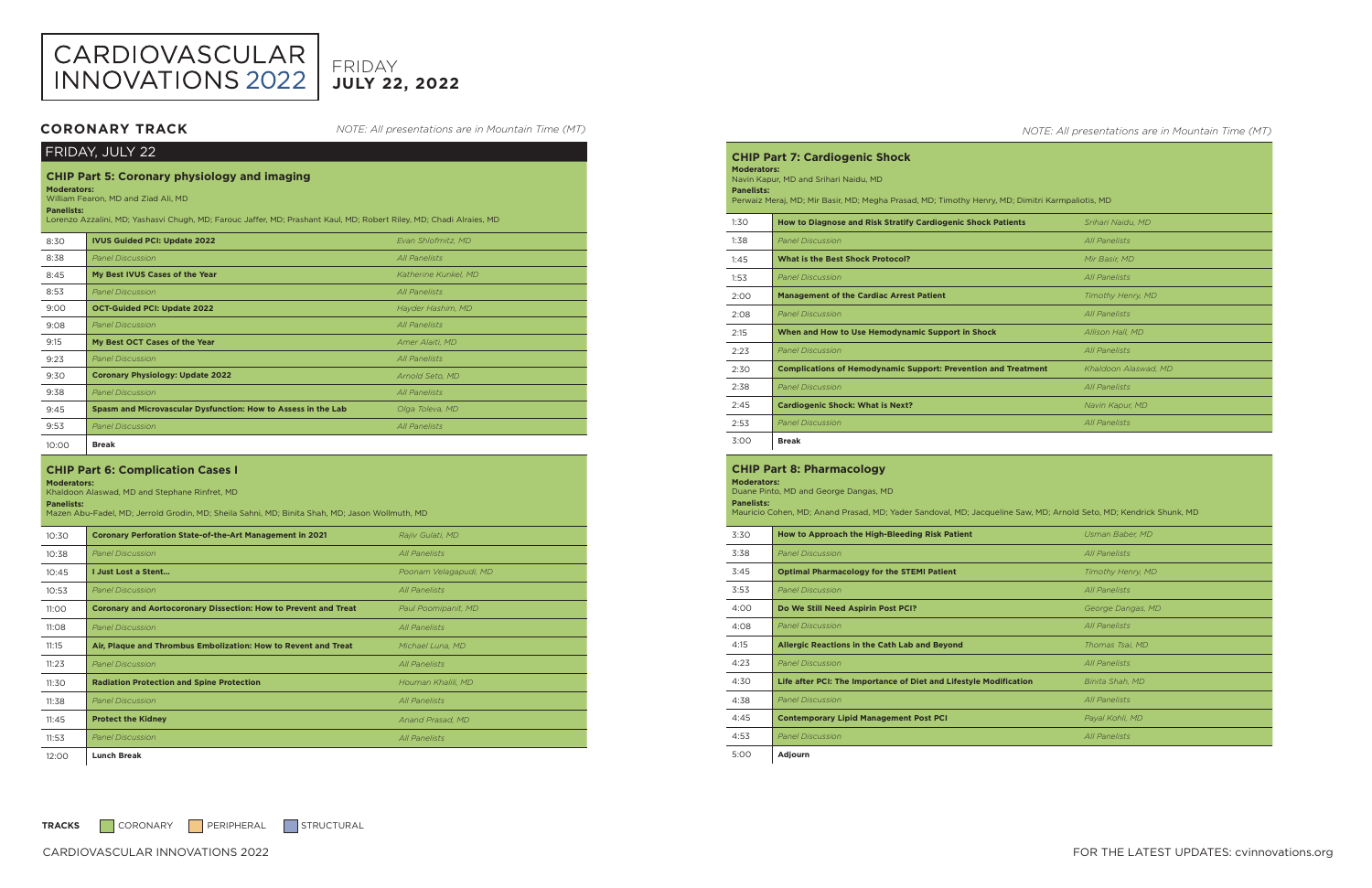# CARDIOVASCULAR INNOVATIONS 2022

FRIDAY
**JULY 22, 2022**

## CORONARY TRACK

*NOTE: All presentations are in Mountain Time (MT)*

### FRIDAY, JULY 22

### CHIP Part 5: Coronary physiology and imaging

**Moderators:**
William Fearon, MD and Ziad Ali, MD

**Panelists:**
Lorenzo Azzalini, MD; Yashasvi Chugh, MD; Farouc Jaffer, MD; Prashant Kaul, MD; Robert Riley, MD; Chadi Alraies, MD

| Time | Session | Speaker |
| --- | --- | --- |
| 8:30 | **IVUS Guided PCI: Update 2022** | *Evan Shlofmitz, MD* |
| 8:38 | *Panel Discussion* | *All Panelists* |
| 8:45 | **My Best IVUS Cases of the Year** | *Katherine Kunkel, MD* |
| 8:53 | *Panel Discussion* | *All Panelists* |
| 9:00 | **OCT-Guided PCI: Update 2022** | *Hayder Hashim, MD* |
| 9:08 | *Panel Discussion* | *All Panelists* |
| 9:15 | **My Best OCT Cases of the Year** | *Amer Alaiti, MD* |
| 9:23 | *Panel Discussion* | *All Panelists* |
| 9:30 | **Coronary Physiology: Update 2022** | *Arnold Seto, MD* |
| 9:38 | *Panel Discussion* | *All Panelists* |
| 9:45 | **Spasm and Microvascular Dysfunction: How to Assess in the Lab** | *Olga Toleva, MD* |
| 9:53 | *Panel Discussion* | *All Panelists* |
| 10:00 | **Break** | |

### CHIP Part 6: Complication Cases I

**Moderators:**
Khaldoon Alaswad, MD and Stephane Rinfret, MD

**Panelists:**
Mazen Abu-Fadel, MD; Jerrold Grodin, MD; Sheila Sahni, MD; Binita Shah, MD; Jason Wollmuth, MD

| Time | Session | Speaker |
| --- | --- | --- |
| 10:30 | **Coronary Perforation State-of-the-Art Management in 2021** | *Rajiv Gulati, MD* |
| 10:38 | *Panel Discussion* | *All Panelists* |
| 10:45 | **I Just Lost a Stent...** | *Poonam Velagapudi, MD* |
| 10:53 | *Panel Discussion* | *All Panelists* |
| 11:00 | **Coronary and Aortocoronary Dissection: How to Prevent and Treat** | *Paul Poomipanit, MD* |
| 11:08 | *Panel Discussion* | *All Panelists* |
| 11:15 | **Air, Plaque and Thrombus Embolization: How to Revent and Treat** | *Michael Luna, MD* |
| 11:23 | *Panel Discussion* | *All Panelists* |
| 11:30 | **Radiation Protection and Spine Protection** | *Houman Khalili, MD* |
| 11:38 | *Panel Discussion* | *All Panelists* |
| 11:45 | **Protect the Kidney** | *Anand Prasad, MD* |
| 11:53 | *Panel Discussion* | *All Panelists* |
| 12:00 | **Lunch Break** | |

*NOTE: All presentations are in Mountain Time (MT)*

### CHIP Part 7: Cardiogenic Shock

**Moderators:**
Navin Kapur, MD and Srihari Naidu, MD

**Panelists:**
Perwaiz Meraj, MD; Mir Basir, MD; Megha Prasad, MD; Timothy Henry, MD; Dimitri Karmpaliotis, MD

| Time | Session | Speaker |
| --- | --- | --- |
| 1:30 | **How to Diagnose and Risk Stratify Cardiogenic Shock Patients** | *Srihari Naidu, MD* |
| 1:38 | *Panel Discussion* | *All Panelists* |
| 1:45 | **What is the Best Shock Protocol?** | *Mir Basir, MD* |
| 1:53 | *Panel Discussion* | *All Panelists* |
| 2:00 | **Management of the Cardiac Arrest Patient** | *Timothy Henry, MD* |
| 2:08 | *Panel Discussion* | *All Panelists* |
| 2:15 | **When and How to Use Hemodynamic Support in Shock** | *Allison Hall, MD* |
| 2:23 | *Panel Discussion* | *All Panelists* |
| 2:30 | **Complications of Hemodynamic Support: Prevention and Treatment** | *Khaldoon Alaswad, MD* |
| 2:38 | *Panel Discussion* | *All Panelists* |
| 2:45 | **Cardiogenic Shock: What is Next?** | *Navin Kapur, MD* |
| 2:53 | *Panel Discussion* | *All Panelists* |
| 3:00 | **Break** | |

### CHIP Part 8: Pharmacology

**Moderators:**
Duane Pinto, MD and George Dangas, MD

**Panelists:**
Mauricio Cohen, MD; Anand Prasad, MD; Yader Sandoval, MD; Jacqueline Saw, MD; Arnold Seto, MD; Kendrick Shunk, MD

| Time | Session | Speaker |
| --- | --- | --- |
| 3:30 | **How to Approach the High-Bleeding Risk Patient** | *Usman Baber, MD* |
| 3:38 | *Panel Discussion* | *All Panelists* |
| 3:45 | **Optimal Pharmacology for the STEMI Patient** | *Timothy Henry, MD* |
| 3:53 | *Panel Discussion* | *All Panelists* |
| 4:00 | **Do We Still Need Aspirin Post PCI?** | *George Dangas, MD* |
| 4:08 | *Panel Discussion* | *All Panelists* |
| 4:15 | **Allergic Reactions in the Cath Lab and Beyond** | *Thomas Tsai, MD* |
| 4:23 | *Panel Discussion* | *All Panelists* |
| 4:30 | **Life after PCI: The Importance of Diet and Lifestyle Modification** | *Binita Shah, MD* |
| 4:38 | *Panel Discussion* | *All Panelists* |
| 4:45 | **Contemporary Lipid Management Post PCI** | *Payal Kohli, MD* |
| 4:53 | *Panel Discussion* | *All Panelists* |
| 5:00 | **Adjourn** | |

**TRACKS** CORONARY PERIPHERAL STRUCTURAL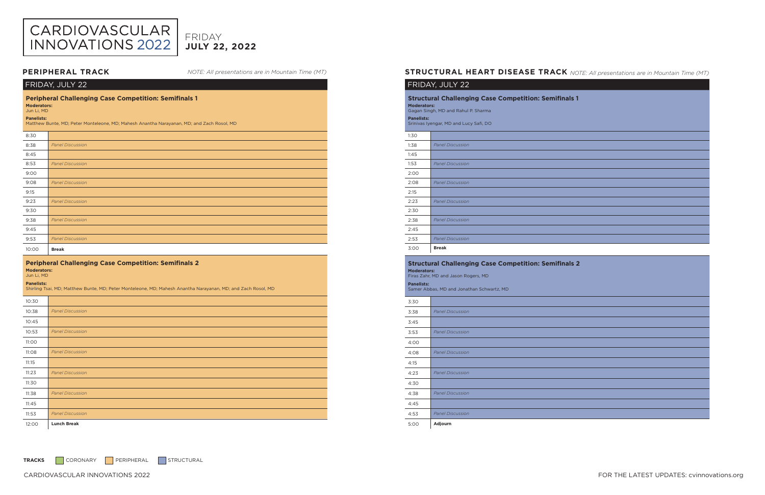# CARDIOVASCULAR INNOVATIONS 2022

FRIDAY
**JULY 22, 2022**

## PERIPHERAL TRACK

*NOTE: All presentations are in Mountain Time (MT)*

### FRIDAY, JULY 22

**Peripheral Challenging Case Competition: Semifinals 1**

**Moderators:**
Jun Li, MD

**Panelists:**
Matthew Bunte, MD; Peter Monteleone, MD; Mahesh Anantha Narayanan, MD; and Zach Rosol, MD

| Time | Session |
|---|---|
| 8:30 | |
| 8:38 | *Panel Discussion* |
| 8:45 | |
| 8:53 | *Panel Discussion* |
| 9:00 | |
| 9:08 | *Panel Discussion* |
| 9:15 | |
| 9:23 | *Panel Discussion* |
| 9:30 | |
| 9:38 | *Panel Discussion* |
| 9:45 | |
| 9:53 | *Panel Discussion* |
| 10:00 | **Break** |

**Peripheral Challenging Case Competition: Semifinals 2**

**Moderators:**
Jun Li, MD

**Panelists:**
Shirling Tsai, MD; Matthew Bunte, MD; Peter Monteleone, MD; Mahesh Anantha Narayanan, MD; and Zach Rosol, MD

| Time | Session |
|---|---|
| 10:30 | |
| 10:38 | *Panel Discussion* |
| 10:45 | |
| 10:53 | *Panel Discussion* |
| 11:00 | |
| 11:08 | *Panel Discussion* |
| 11:15 | |
| 11:23 | *Panel Discussion* |
| 11:30 | |
| 11:38 | *Panel Discussion* |
| 11:45 | |
| 11:53 | *Panel Discussion* |
| 12:00 | **Lunch Break** |

## STRUCTURAL HEART DISEASE TRACK

*NOTE: All presentations are in Mountain Time (MT)*

### FRIDAY, JULY 22

**Structural Challenging Case Competition: Semifinals 1**

**Moderators:**
Gagan Singh, MD and Rahul P. Sharma

**Panelists:**
Srinivas Iyengar, MD and Lucy Safi, DO

| Time | Session |
|---|---|
| 1:30 | |
| 1:38 | *Panel Discussion* |
| 1:45 | |
| 1:53 | *Panel Discussion* |
| 2:00 | |
| 2:08 | *Panel Discussion* |
| 2:15 | |
| 2:23 | *Panel Discussion* |
| 2:30 | |
| 2:38 | *Panel Discussion* |
| 2:45 | |
| 2:53 | *Panel Discussion* |
| 3:00 | **Break** |

**Structural Challenging Case Competition: Semifinals 2**

**Moderators:**
Firas Zahr, MD and Jason Rogers, MD

**Panelists:**
Samer Abbas, MD and Jonathan Schwartz, MD

| Time | Session |
|---|---|
| 3:30 | |
| 3:38 | *Panel Discussion* |
| 3:45 | |
| 3:53 | *Panel Discussion* |
| 4:00 | |
| 4:08 | *Panel Discussion* |
| 4:15 | |
| 4:23 | *Panel Discussion* |
| 4:30 | |
| 4:38 | *Panel Discussion* |
| 4:45 | |
| 4:53 | *Panel Discussion* |
| 5:00 | **Adjourn** |

**TRACKS** CORONARY PERIPHERAL STRUCTURAL

FOR THE LATEST UPDATES: cvinnovations.org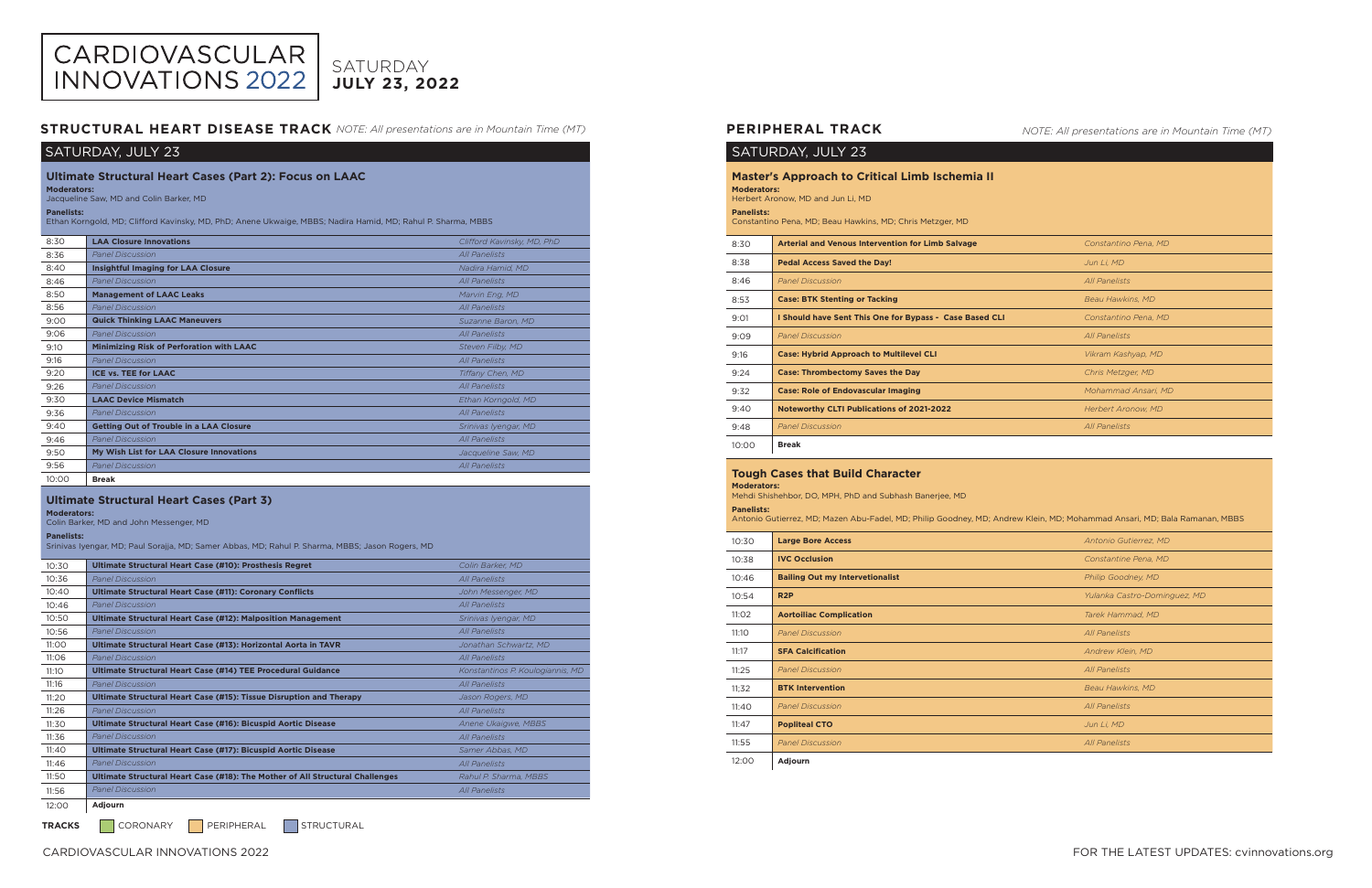# CARDIOVASCULAR INNOVATIONS 2022

SATURDAY **JULY 23, 2022**

## STRUCTURAL HEART DISEASE TRACK

*NOTE: All presentations are in Mountain Time (MT)*

### SATURDAY, JULY 23

#### Ultimate Structural Heart Cases (Part 2): Focus on LAAC

**Moderators:**
Jacqueline Saw, MD and Colin Barker, MD

**Panelists:**
Ethan Korngold, MD; Clifford Kavinsky, MD, PhD; Anene Ukwaige, MBBS; Nadira Hamid, MD; Rahul P. Sharma, MBBS

| Time | Session | Speaker |
|---|---|---|
| 8:30 | **LAA Closure Innovations** | *Clifford Kavinsky, MD, PhD* |
| 8:36 | *Panel Discussion* | *All Panelists* |
| 8:40 | **Insightful Imaging for LAA Closure** | *Nadira Hamid, MD* |
| 8:46 | *Panel Discussion* | *All Panelists* |
| 8:50 | **Management of LAAC Leaks** | *Marvin Eng, MD* |
| 8:56 | *Panel Discussion* | *All Panelists* |
| 9:00 | **Quick Thinking LAAC Maneuvers** | *Suzanne Baron, MD* |
| 9:06 | *Panel Discussion* | *All Panelists* |
| 9:10 | **Minimizing Risk of Perforation with LAAC** | *Steven Filby, MD* |
| 9:16 | *Panel Discussion* | *All Panelists* |
| 9:20 | **ICE vs. TEE for LAAC** | *Tiffany Chen, MD* |
| 9:26 | *Panel Discussion* | *All Panelists* |
| 9:30 | **LAAC Device Mismatch** | *Ethan Korngold, MD* |
| 9:36 | *Panel Discussion* | *All Panelists* |
| 9:40 | **Getting Out of Trouble in a LAA Closure** | *Srinivas Iyengar, MD* |
| 9:46 | *Panel Discussion* | *All Panelists* |
| 9:50 | **My Wish List for LAA Closure Innovations** | *Jacqueline Saw, MD* |
| 9:56 | *Panel Discussion* | *All Panelists* |
| 10:00 | **Break** | |

#### Ultimate Structural Heart Cases (Part 3)

**Moderators:**
Colin Barker, MD and John Messenger, MD

**Panelists:**
Srinivas Iyengar, MD; Paul Sorajja, MD; Samer Abbas, MD; Rahul P. Sharma, MBBS; Jason Rogers, MD

| Time | Session | Speaker |
|---|---|---|
| 10:30 | **Ultimate Structural Heart Case (#10): Prosthesis Regret** | *Colin Barker, MD* |
| 10:36 | *Panel Discussion* | *All Panelists* |
| 10:40 | **Ultimate Structural Heart Case (#11): Coronary Conflicts** | *John Messenger, MD* |
| 10:46 | *Panel Discussion* | *All Panelists* |
| 10:50 | **Ultimate Structural Heart Case (#12): Malposition Management** | *Srinivas Iyengar, MD* |
| 10:56 | *Panel Discussion* | *All Panelists* |
| 11:00 | **Ultimate Structural Heart Case (#13): Horizontal Aorta in TAVR** | *Jonathan Schwartz, MD* |
| 11:06 | *Panel Discussion* | *All Panelists* |
| 11:10 | **Ultimate Structural Heart Case (#14) TEE Procedural Guidance** | *Konstantinos P. Koulogiannis, MD* |
| 11:16 | *Panel Discussion* | *All Panelists* |
| 11:20 | **Ultimate Structural Heart Case (#15): Tissue Disruption and Therapy** | *Jason Rogers, MD* |
| 11:26 | *Panel Discussion* | *All Panelists* |
| 11:30 | **Ultimate Structural Heart Case (#16): Bicuspid Aortic Disease** | *Anene Ukaigwe, MBBS* |
| 11:36 | *Panel Discussion* | *All Panelists* |
| 11:40 | **Ultimate Structural Heart Case (#17): Bicuspid Aortic Disease** | *Samer Abbas, MD* |
| 11:46 | *Panel Discussion* | *All Panelists* |
| 11:50 | **Ultimate Structural Heart Case (#18): The Mother of All Structural Challenges** | *Rahul P. Sharma, MBBS* |
| 11:56 | *Panel Discussion* | *All Panelists* |
| 12:00 | **Adjourn** | |

**TRACKS** CORONARY | PERIPHERAL | STRUCTURAL

## PERIPHERAL TRACK

*NOTE: All presentations are in Mountain Time (MT)*

### SATURDAY, JULY 23

#### Master's Approach to Critical Limb Ischemia II

**Moderators:**
Herbert Aronow, MD and Jun Li, MD

**Panelists:**
Constantino Pena, MD; Beau Hawkins, MD; Chris Metzger, MD

| Time | Session | Speaker |
|---|---|---|
| 8:30 | **Arterial and Venous Intervention for Limb Salvage** | *Constantino Pena, MD* |
| 8:38 | **Pedal Access Saved the Day!** | *Jun Li, MD* |
| 8:46 | *Panel Discussion* | *All Panelists* |
| 8:53 | **Case: BTK Stenting or Tacking** | *Beau Hawkins, MD* |
| 9:01 | **I Should have Sent This One for Bypass - Case Based CLI** | *Constantino Pena, MD* |
| 9:09 | *Panel Discussion* | *All Panelists* |
| 9:16 | **Case: Hybrid Approach to Multilevel CLI** | *Vikram Kashyap, MD* |
| 9:24 | **Case: Thrombectomy Saves the Day** | *Chris Metzger, MD* |
| 9:32 | **Case: Role of Endovascular Imaging** | *Mohammad Ansari, MD* |
| 9:40 | **Noteworthy CLTI Publications of 2021-2022** | *Herbert Aronow, MD* |
| 9:48 | *Panel Discussion* | *All Panelists* |
| 10:00 | **Break** | |

#### Tough Cases that Build Character

**Moderators:**
Mehdi Shishehbor, DO, MPH, PhD and Subhash Banerjee, MD

**Panelists:**
Antonio Gutierrez, MD; Mazen Abu-Fadel, MD; Philip Goodney, MD; Andrew Klein, MD; Mohammad Ansari, MD; Bala Ramanan, MBBS

| Time | Session | Speaker |
|---|---|---|
| 10:30 | **Large Bore Access** | *Antonio Gutierrez, MD* |
| 10:38 | **IVC Occlusion** | *Constantine Pena, MD* |
| 10:46 | **Bailing Out my Interventionalist** | *Philip Goodney, MD* |
| 10:54 | **R2P** | *Yulanka Castro-Dominguez, MD* |
| 11:02 | **Aortoiliac Complication** | *Tarek Hammad, MD* |
| 11:10 | *Panel Discussion* | *All Panelists* |
| 11:17 | **SFA Calcification** | *Andrew Klein, MD* |
| 11:25 | *Panel Discussion* | *All Panelists* |
| 11:32 | **BTK Intervention** | *Beau Hawkins, MD* |
| 11:40 | *Panel Discussion* | *All Panelists* |
| 11:47 | **Popliteal CTO** | *Jun Li, MD* |
| 11:55 | *Panel Discussion* | *All Panelists* |
| 12:00 | **Adjourn** | |

FOR THE LATEST UPDATES: cvinnovations.org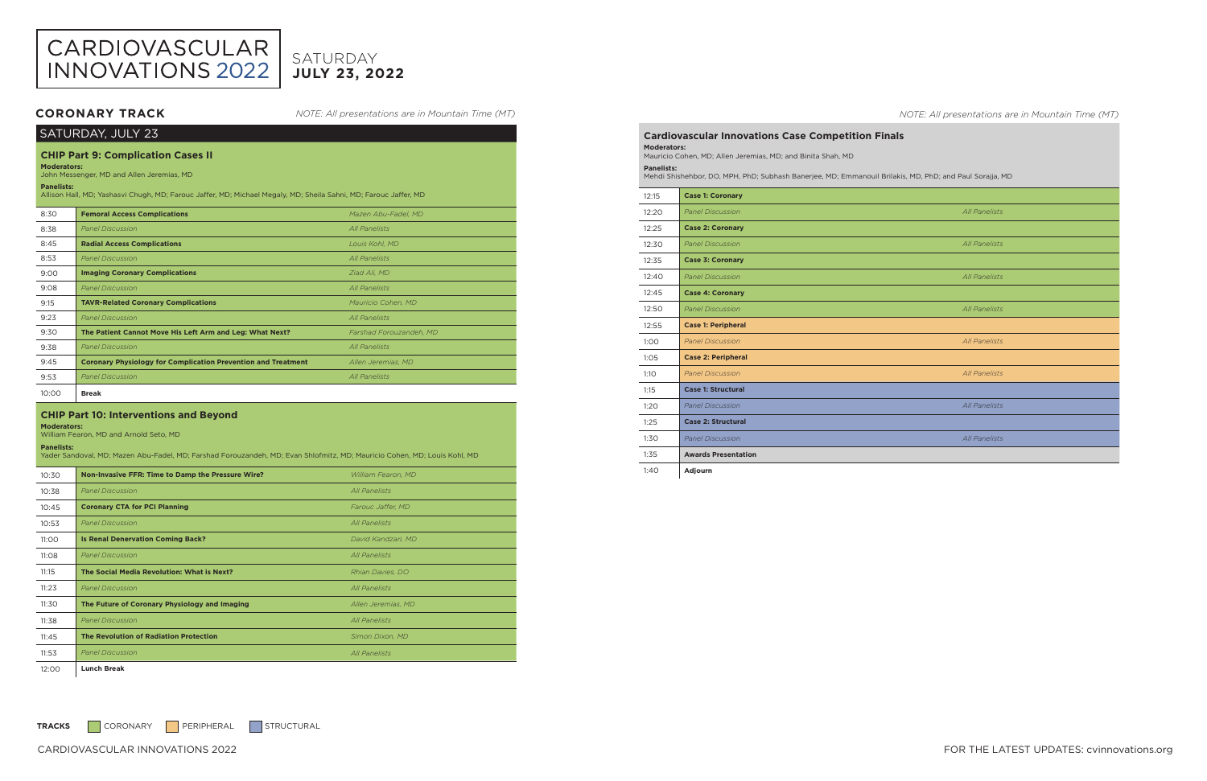# CARDIOVASCULAR INNOVATIONS 2022

SATURDAY
**JULY 23, 2022**

## CORONARY TRACK

*NOTE: All presentations are in Mountain Time (MT)*

### SATURDAY, JULY 23

#### CHIP Part 9: Complication Cases II

**Moderators:**
John Messenger, MD and Allen Jeremias, MD

**Panelists:**
Allison Hall, MD; Yashasvi Chugh, MD; Farouc Jaffer, MD; Michael Megaly, MD; Sheila Sahni, MD; Farouc Jaffer, MD

| | | |
|---|---|---|
| 8:30 | **Femoral Access Complications** | *Mazen Abu-Fadel, MD* |
| 8:38 | *Panel Discussion* | *All Panelists* |
| 8:45 | **Radial Access Complications** | *Louis Kohl, MD* |
| 8:53 | *Panel Discussion* | *All Panelists* |
| 9:00 | **Imaging Coronary Complications** | *Ziad Ali, MD* |
| 9:08 | *Panel Discussion* | *All Panelists* |
| 9:15 | **TAVR-Related Coronary Complications** | *Mauricio Cohen, MD* |
| 9:23 | *Panel Discussion* | *All Panelists* |
| 9:30 | **The Patient Cannot Move His Left Arm and Leg: What Next?** | *Farshad Forouzandeh, MD* |
| 9:38 | *Panel Discussion* | *All Panelists* |
| 9:45 | **Coronary Physiology for Complication Prevention and Treatment** | *Allen Jeremias, MD* |
| 9:53 | *Panel Discussion* | *All Panelists* |
| 10:00 | **Break** | |

#### CHIP Part 10: Interventions and Beyond

**Moderators:**
William Fearon, MD and Arnold Seto, MD

**Panelists:**
Yader Sandoval, MD; Mazen Abu-Fadel, MD; Farshad Forouzandeh, MD; Evan Shlofmitz, MD; Mauricio Cohen, MD; Louis Kohl, MD

| | | |
|---|---|---|
| 10:30 | **Non-Invasive FFR: Time to Damp the Pressure Wire?** | *William Fearon, MD* |
| 10:38 | *Panel Discussion* | *All Panelists* |
| 10:45 | **Coronary CTA for PCI Planning** | *Farouc Jaffer, MD* |
| 10:53 | *Panel Discussion* | *All Panelists* |
| 11:00 | **Is Renal Denervation Coming Back?** | *David Kandzari, MD* |
| 11:08 | *Panel Discussion* | *All Panelists* |
| 11:15 | **The Social Media Revolution: What is Next?** | *Rhian Davies, DO* |
| 11:23 | *Panel Discussion* | *All Panelists* |
| 11:30 | **The Future of Coronary Physiology and Imaging** | *Allen Jeremias, MD* |
| 11:38 | *Panel Discussion* | *All Panelists* |
| 11:45 | **The Revolution of Radiation Protection** | *Simon Dixon, MD* |
| 11:53 | *Panel Discussion* | *All Panelists* |
| 12:00 | **Lunch Break** | |

*NOTE: All presentations are in Mountain Time (MT)*

#### Cardiovascular Innovations Case Competition Finals

**Moderators:**
Mauricio Cohen, MD; Allen Jeremias, MD; and Binita Shah, MD

**Panelists:**
Mehdi Shishehbor, DO, MPH, PhD; Subhash Banerjee, MD; Emmanouil Brilakis, MD, PhD; and Paul Sorajja, MD

| | | |
|---|---|---|
| 12:15 | **Case 1: Coronary** | |
| 12:20 | *Panel Discussion* | *All Panelists* |
| 12:25 | **Case 2: Coronary** | |
| 12:30 | *Panel Discussion* | *All Panelists* |
| 12:35 | **Case 3: Coronary** | |
| 12:40 | *Panel Discussion* | *All Panelists* |
| 12:45 | **Case 4: Coronary** | |
| 12:50 | *Panel Discussion* | *All Panelists* |
| 12:55 | **Case 1: Peripheral** | |
| 1:00 | *Panel Discussion* | *All Panelists* |
| 1:05 | **Case 2: Peripheral** | |
| 1:10 | *Panel Discussion* | *All Panelists* |
| 1:15 | **Case 1: Structural** | |
| 1:20 | *Panel Discussion* | *All Panelists* |
| 1:25 | **Case 2: Structural** | |
| 1:30 | *Panel Discussion* | *All Panelists* |
| 1:35 | **Awards Presentation** | |
| 1:40 | **Adjourn** | |

**TRACKS** CORONARY PERIPHERAL STRUCTURAL

FOR THE LATEST UPDATES: cvinnovations.org